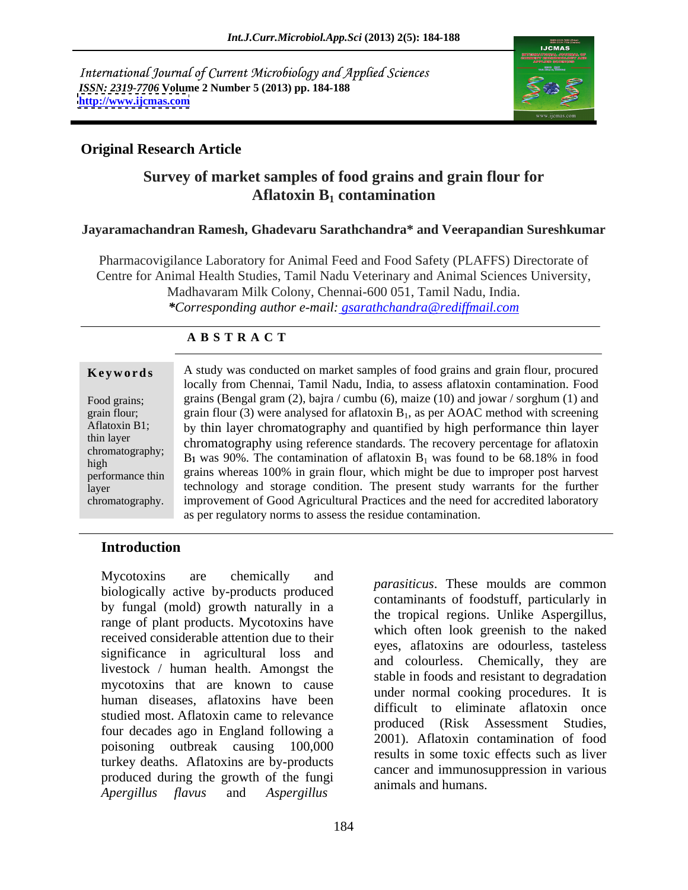International Journal of Current Microbiology and Applied Sciences
ISSN: 2319-7706 Volume 2 Number 5 (2013) pp. 184-188
http://www.ijcmas.com

**Original Research Article**

# Survey of market samples of food grains and grain flour for Aflatoxin $B_1$ contamination

**Jayaramachandran Ramesh, Ghadevaru Sarathchandra\* and Veerapandian Sureshkumar**

Pharmacovigilance Laboratory for Animal Feed and Food Safety (PLAFFS) Directorate of Centre for Animal Health Studies, Tamil Nadu Veterinary and Animal Sciences University, Madhavaram Milk Colony, Chennai-600 051, Tamil Nadu, India.
*\*Corresponding author e-mail: gsarathchandra@rediffmail.com*

## A B S T R A C T

**Keywords**

Food grains; grain flour; Aflatoxin B1; thin layer chromatography; high performance thin layer chromatography.

A study was conducted on market samples of food grains and grain flour, procured locally from Chennai, Tamil Nadu, India, to assess aflatoxin contamination. Food grains (Bengal gram (2), bajra / cumbu (6), maize (10) and jowar / sorghum (1) and grain flour (3) were analysed for aflatoxin $B_1$, as per AOAC method with screening by thin layer chromatography and quantified by high performance thin layer chromatography using reference standards. The recovery percentage for aflatoxin $B_1$ was 90%. The contamination of aflatoxin $B_1$ was found to be 68.18% in food grains whereas 100% in grain flour, which might be due to improper post harvest technology and storage condition. The present study warrants for the further improvement of Good Agricultural Practices and the need for accredited laboratory as per regulatory norms to assess the residue contamination.

## Introduction

Mycotoxins are chemically and biologically active by-products produced by fungal (mold) growth naturally in a range of plant products. Mycotoxins have received considerable attention due to their significance in agricultural loss and livestock / human health. Amongst the mycotoxins that are known to cause human diseases, aflatoxins have been studied most. Aflatoxin came to relevance four decades ago in England following a poisoning outbreak causing 100,000 turkey deaths. Aflatoxins are by-products produced during the growth of the fungi *Apergillus flavus* and *Aspergillus parasiticus*. These moulds are common contaminants of foodstuff, particularly in the tropical regions. Unlike Aspergillus, which often look greenish to the naked eyes, aflatoxins are odourless, tasteless and colourless. Chemically, they are stable in foods and resistant to degradation under normal cooking procedures. It is difficult to eliminate aflatoxin once produced (Risk Assessment Studies, 2001). Aflatoxin contamination of food results in some toxic effects such as liver cancer and immunosuppression in various animals and humans.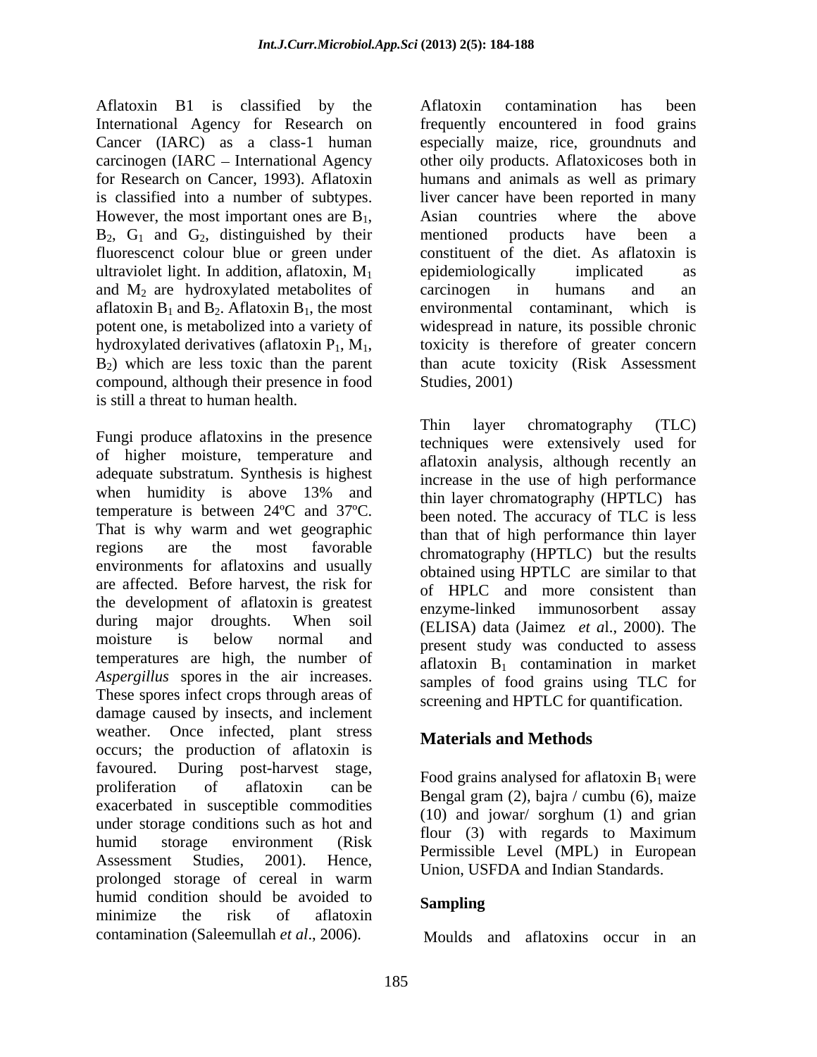Aflatoxin B1 is classified by the International Agency for Research on Cancer (IARC) as a class-1 human carcinogen (IARC – International Agency for Research on Cancer, 1993). Aflatoxin is classified into a number of subtypes. However, the most important ones are $B_1$, $B_2$, $G_1$ and $G_2$, distinguished by their fluorescenct colour blue or green under ultraviolet light. In addition, aflatoxin, $M_1$ and $M_2$ are hydroxylated metabolites of aflatoxin $B_1$ and $B_2$. Aflatoxin $B_1$, the most potent one, is metabolized into a variety of hydroxylated derivatives (aflatoxin $P_1$, $M_1$, $B_2$) which are less toxic than the parent compound, although their presence in food is still a threat to human health.

Fungi produce aflatoxins in the presence of higher moisture, temperature and adequate substratum. Synthesis is highest when humidity is above 13% and temperature is between 24ºC and 37ºC. That is why warm and wet geographic regions are the most favorable environments for aflatoxins and usually are affected. Before harvest, the risk for the development of aflatoxin is greatest during major droughts. When soil moisture is below normal and temperatures are high, the number of *Aspergillus* spores in the air increases. These spores infect crops through areas of damage caused by insects, and inclement weather. Once infected, plant stress occurs; the production of aflatoxin is favoured. During post-harvest stage, proliferation of aflatoxin can be exacerbated in susceptible commodities under storage conditions such as hot and humid storage environment (Risk Assessment Studies, 2001). Hence, prolonged storage of cereal in warm humid condition should be avoided to minimize the risk of aflatoxin contamination (Saleemullah *et al*., 2006).

Aflatoxin contamination has been frequently encountered in food grains especially maize, rice, groundnuts and other oily products. Aflatoxicoses both in humans and animals as well as primary liver cancer have been reported in many Asian countries where the above mentioned products have been a constituent of the diet. As aflatoxin is epidemiologically implicated as carcinogen in humans and an environmental contaminant, which is widespread in nature, its possible chronic toxicity is therefore of greater concern than acute toxicity (Risk Assessment Studies, 2001)

Thin layer chromatography (TLC) techniques were extensively used for aflatoxin analysis, although recently an increase in the use of high performance thin layer chromatography (HPTLC) has been noted. The accuracy of TLC is less than that of high performance thin layer chromatography (HPTLC) but the results obtained using HPTLC are similar to that of HPLC and more consistent than enzyme-linked immunosorbent assay (ELISA) data (Jaimez *et a*l., 2000). The present study was conducted to assess aflatoxin $B_1$ contamination in market samples of food grains using TLC for screening and HPTLC for quantification.

## Materials and Methods

Food grains analysed for aflatoxin $B_1$ were Bengal gram (2), bajra / cumbu (6), maize (10) and jowar/ sorghum (1) and grian flour (3) with regards to Maximum Permissible Level (MPL) in European Union, USFDA and Indian Standards.

### Sampling

Moulds and aflatoxins occur in an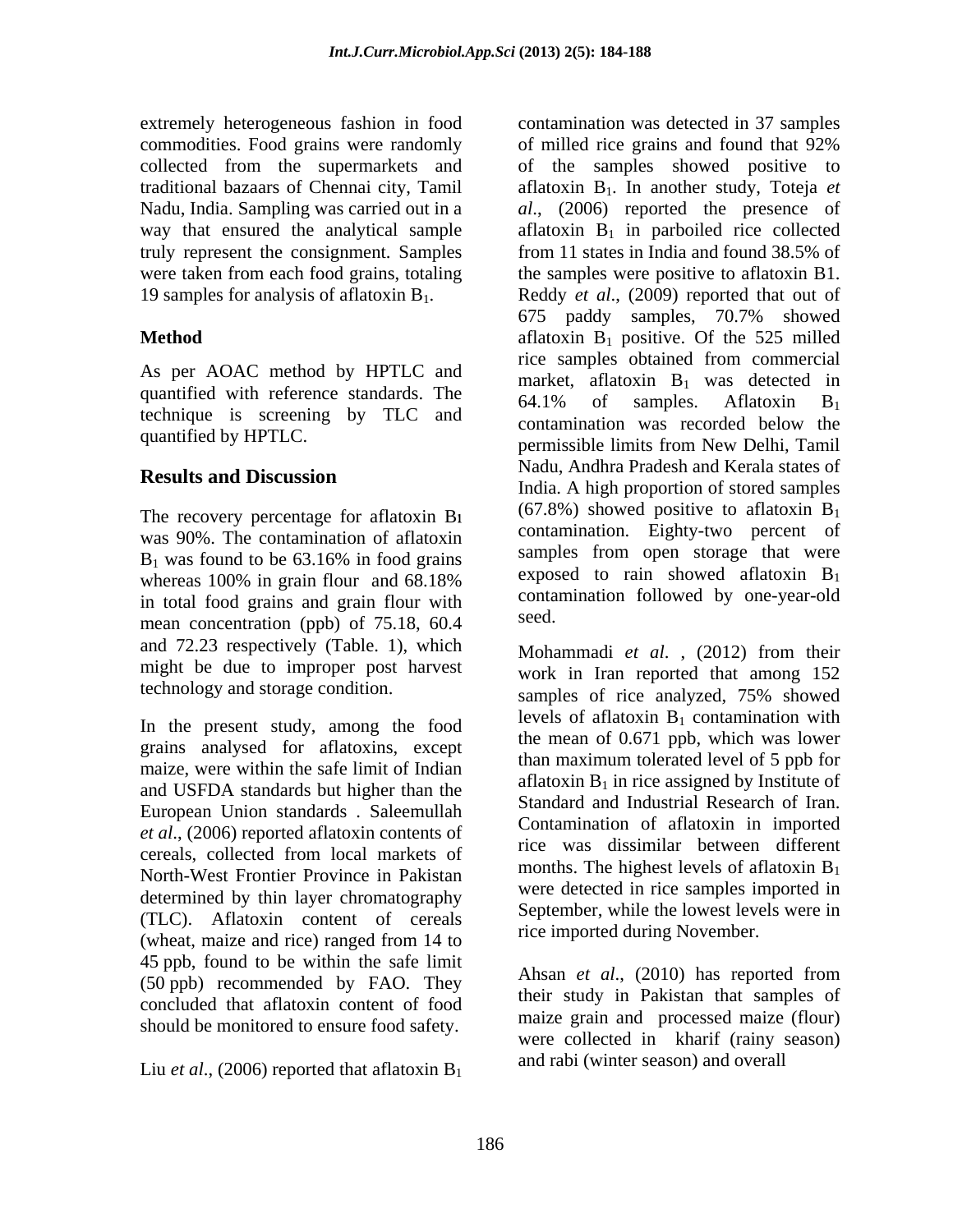extremely heterogeneous fashion in food commodities. Food grains were randomly collected from the supermarkets and traditional bazaars of Chennai city, Tamil Nadu, India. Sampling was carried out in a way that ensured the analytical sample truly represent the consignment. Samples were taken from each food grains, totaling 19 samples for analysis of aflatoxin $B_1$.

## Method

As per AOAC method by HPTLC and quantified with reference standards. The technique is screening by TLC and quantified by HPTLC.

## Results and Discussion

The recovery percentage for aflatoxin $B_1$ was 90%. The contamination of aflatoxin $B_1$ was found to be 63.16% in food grains whereas 100% in grain flour and 68.18% in total food grains and grain flour with mean concentration (ppb) of 75.18, 60.4 and 72.23 respectively (Table. 1), which might be due to improper post harvest technology and storage condition.

In the present study, among the food grains analysed for aflatoxins, except maize, were within the safe limit of Indian and USFDA standards but higher than the European Union standards . Saleemullah *et al*., (2006) reported aflatoxin contents of cereals, collected from local markets of North-West Frontier Province in Pakistan determined by thin layer chromatography (TLC). Aflatoxin content of cereals (wheat, maize and rice) ranged from 14 to 45 ppb, found to be within the safe limit (50 ppb) recommended by FAO. They concluded that aflatoxin content of food should be monitored to ensure food safety.

Liu *et al*., (2006) reported that aflatoxin $B_1$ contamination was detected in 37 samples of milled rice grains and found that 92% of the samples showed positive to aflatoxin $B_1$. In another study, Toteja *et al*., (2006) reported the presence of aflatoxin $B_1$ in parboiled rice collected from 11 states in India and found 38.5% of the samples were positive to aflatoxin B1. Reddy *et al*., (2009) reported that out of 675 paddy samples, 70.7% showed aflatoxin $B_1$ positive. Of the 525 milled rice samples obtained from commercial market, aflatoxin $B_1$ was detected in 64.1% of samples. Aflatoxin $B_1$ contamination was recorded below the permissible limits from New Delhi, Tamil Nadu, Andhra Pradesh and Kerala states of India. A high proportion of stored samples (67.8%) showed positive to aflatoxin $B_1$ contamination. Eighty-two percent of samples from open storage that were exposed to rain showed aflatoxin $B_1$ contamination followed by one-year-old seed.

Mohammadi *et al.* , (2012) from their work in Iran reported that among 152 samples of rice analyzed, 75% showed levels of aflatoxin $B_1$ contamination with the mean of 0.671 ppb, which was lower than maximum tolerated level of 5 ppb for aflatoxin $B_1$ in rice assigned by Institute of Standard and Industrial Research of Iran. Contamination of aflatoxin in imported rice was dissimilar between different months. The highest levels of aflatoxin $B_1$ were detected in rice samples imported in September, while the lowest levels were in rice imported during November.

Ahsan *et al*., (2010) has reported from their study in Pakistan that samples of maize grain and processed maize (flour) were collected in kharif (rainy season) and rabi (winter season) and overall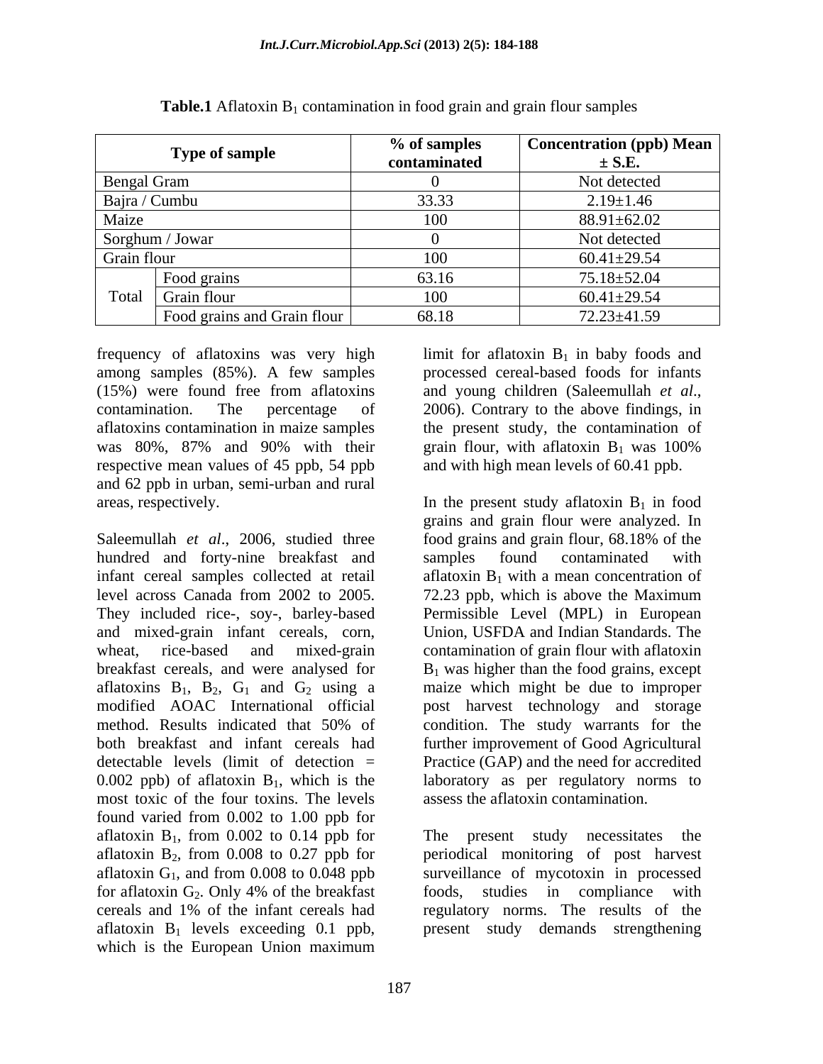**Table.1** Aflatoxin $B_1$ contamination in food grain and grain flour samples

| Type of sample | | % of samples contaminated | Concentration (ppb) Mean ± S.E. |
|---|---|---|---|
| Bengal Gram | | 0 | Not detected |
| Bajra / Cumbu | | 33.33 | 2.19±1.46 |
| Maize | | 100 | 88.91±62.02 |
| Sorghum / Jowar | | 0 | Not detected |
| Grain flour | | 100 | 60.41±29.54 |
| Total | Food grains | 63.16 | 75.18±52.04 |
| | Grain flour | 100 | 60.41±29.54 |
| | Food grains and Grain flour | 68.18 | 72.23±41.59 |

frequency of aflatoxins was very high among samples (85%). A few samples (15%) were found free from aflatoxins contamination. The percentage of aflatoxins contamination in maize samples was 80%, 87% and 90% with their respective mean values of 45 ppb, 54 ppb and 62 ppb in urban, semi-urban and rural areas, respectively.

Saleemullah *et al*., 2006, studied three hundred and forty-nine breakfast and infant cereal samples collected at retail level across Canada from 2002 to 2005. They included rice-, soy-, barley-based and mixed-grain infant cereals, corn, wheat, rice-based and mixed-grain breakfast cereals, and were analysed for aflatoxins $B_1$, $B_2$, $G_1$ and $G_2$ using a modified AOAC International official method. Results indicated that 50% of both breakfast and infant cereals had detectable levels (limit of detection = 0.002 ppb) of aflatoxin $B_1$, which is the most toxic of the four toxins. The levels found varied from 0.002 to 1.00 ppb for aflatoxin $B_1$, from 0.002 to 0.14 ppb for aflatoxin $B_2$, from 0.008 to 0.27 ppb for aflatoxin $G_1$, and from 0.008 to 0.048 ppb for aflatoxin $G_2$. Only 4% of the breakfast cereals and 1% of the infant cereals had aflatoxin $B_1$ levels exceeding 0.1 ppb, which is the European Union maximum limit for aflatoxin $B_1$ in baby foods and processed cereal-based foods for infants and young children (Saleemullah *et al*., 2006). Contrary to the above findings, in the present study, the contamination of grain flour, with aflatoxin $B_1$ was 100% and with high mean levels of 60.41 ppb.

In the present study aflatoxin $B_1$ in food grains and grain flour were analyzed. In food grains and grain flour, 68.18% of the samples found contaminated with aflatoxin $B_1$ with a mean concentration of 72.23 ppb, which is above the Maximum Permissible Level (MPL) in European Union, USFDA and Indian Standards. The contamination of grain flour with aflatoxin $B_1$ was higher than the food grains, except maize which might be due to improper post harvest technology and storage condition. The study warrants for the further improvement of Good Agricultural Practice (GAP) and the need for accredited laboratory as per regulatory norms to assess the aflatoxin contamination.

The present study necessitates the periodical monitoring of post harvest surveillance of mycotoxin in processed foods, studies in compliance with regulatory norms. The results of the present study demands strengthening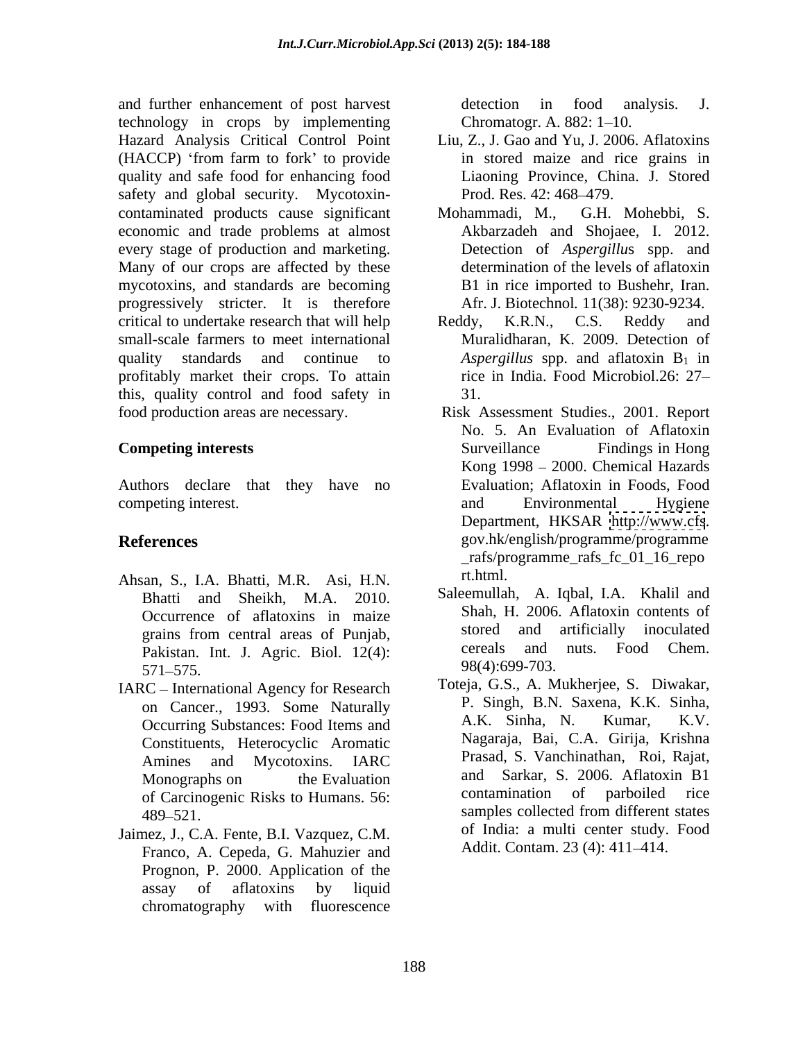and further enhancement of post harvest technology in crops by implementing Hazard Analysis Critical Control Point (HACCP) 'from farm to fork' to provide quality and safe food for enhancing food safety and global security. Mycotoxin-contaminated products cause significant economic and trade problems at almost every stage of production and marketing. Many of our crops are affected by these mycotoxins, and standards are becoming progressively stricter. It is therefore critical to undertake research that will help small-scale farmers to meet international quality standards and continue to profitably market their crops. To attain this, quality control and food safety in food production areas are necessary.

## Competing interests

Authors declare that they have no competing interest.

## References

Ahsan, S., I.A. Bhatti, M.R. Asi, H.N. Bhatti and Sheikh, M.A. 2010. Occurrence of aflatoxins in maize grains from central areas of Punjab, Pakistan. Int. J. Agric. Biol. 12(4): 571–575.

IARC – International Agency for Research on Cancer., 1993. Some Naturally Occurring Substances: Food Items and Constituents, Heterocyclic Aromatic Amines and Mycotoxins. IARC Monographs on the Evaluation of Carcinogenic Risks to Humans. 56: 489–521.

Jaimez, J., C.A. Fente, B.I. Vazquez, C.M. Franco, A. Cepeda, G. Mahuzier and Prognon, P. 2000. Application of the assay of aflatoxins by liquid chromatography with fluorescence detection in food analysis. J. Chromatogr. A. 882: 1–10.

Liu, Z., J. Gao and Yu, J. 2006. Aflatoxins in stored maize and rice grains in Liaoning Province, China. J. Stored Prod. Res. 42: 468–479.

Mohammadi, M., G.H. Mohebbi, S. Akbarzadeh and Shojaee, I. 2012. Detection of *Aspergillus* spp. and determination of the levels of aflatoxin B1 in rice imported to Bushehr, Iran. Afr. J. Biotechnol. 11(38): 9230-9234.

Reddy, K.R.N., C.S. Reddy and Muralidharan, K. 2009. Detection of *Aspergillus* spp. and aflatoxin $B_1$ in rice in India. Food Microbiol.26: 27–31.

Risk Assessment Studies., 2001. Report No. 5. An Evaluation of Aflatoxin Surveillance Findings in Hong Kong 1998 – 2000. Chemical Hazards Evaluation; Aflatoxin in Foods, Food and Environmental Hygiene Department, HKSAR http://www.cfs.gov.hk/english/programme/programme_rafs/programme_rafs_fc_01_16_report.html.

Saleemullah, A. Iqbal, I.A. Khalil and Shah, H. 2006. Aflatoxin contents of stored and artificially inoculated cereals and nuts. Food Chem. 98(4):699-703.

Toteja, G.S., A. Mukherjee, S. Diwakar, P. Singh, B.N. Saxena, K.K. Sinha, A.K. Sinha, N. Kumar, K.V. Nagaraja, Bai, C.A. Girija, Krishna Prasad, S. Vanchinathan, Roi, Rajat, and Sarkar, S. 2006. Aflatoxin B1 contamination of parboiled rice samples collected from different states of India: a multi center study. Food Addit. Contam. 23 (4): 411–414.